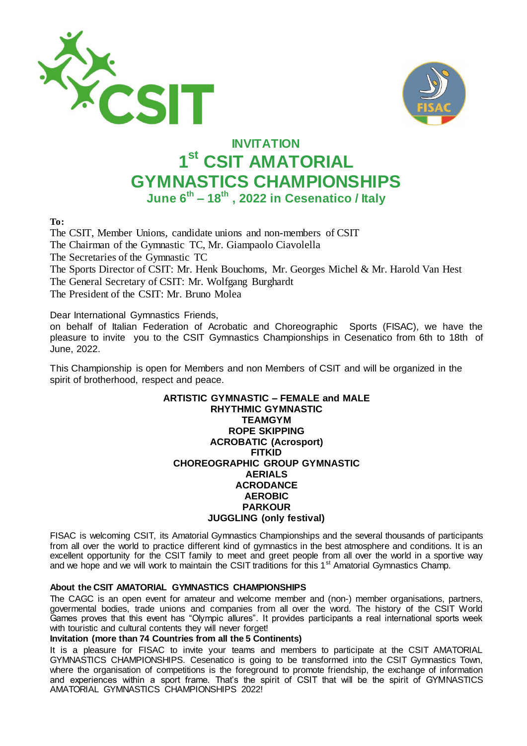# INVITATION

# 1st CSIT AMATORIAL GYMNASTICS CHAMPIONSHIPS

## June 6th – 18th , 2022 in Cesenatico / Italy

**To:**
The CSIT, Member Unions, candidate unions and non-members of CSIT
The Chairman of the Gymnastic TC, Mr. Giampaolo Ciavolella
The Secretaries of the Gymnastic TC
The Sports Director of CSIT: Mr. Henk Bouchoms, Mr. Georges Michel & Mr. Harold Van Hest
The General Secretary of CSIT: Mr. Wolfgang Burghardt
The President of the CSIT: Mr. Bruno Molea

Dear International Gymnastics Friends,
on behalf of Italian Federation of Acrobatic and Choreographic Sports (FISAC), we have the pleasure to invite you to the CSIT Gymnastics Championships in Cesenatico from 6th to 18th of June, 2022.

This Championship is open for Members and non Members of CSIT and will be organized in the spirit of brotherhood, respect and peace.

**ARTISTIC GYMNASTIC – FEMALE and MALE**
**RHYTHMIC GYMNASTIC**
**TEAMGYM**
**ROPE SKIPPING**
**ACROBATIC (Acrosport)**
**FITKID**
**CHOREOGRAPHIC GROUP GYMNASTIC**
**AERIALS**
**ACRODANCE**
**AEROBIC**
**PARKOUR**
**JUGGLING (only festival)**

FISAC is welcoming CSIT, its Amatorial Gymnastics Championships and the several thousands of participants from all over the world to practice different kind of gymnastics in the best atmosphere and conditions. It is an excellent opportunity for the CSIT family to meet and greet people from all over the world in a sportive way and we hope and we will work to maintain the CSIT traditions for this 1st Amatorial Gymnastics Champ.

**About the CSIT AMATORIAL GYMNASTICS CHAMPIONSHIPS**

The CAGC is an open event for amateur and welcome member and (non-) member organisations, partners, govermental bodies, trade unions and companies from all over the word. The history of the CSIT World Games proves that this event has "Olympic allures". It provides participants a real international sports week with touristic and cultural contents they will never forget!

**Invitation (more than 74 Countries from all the 5 Continents)**

It is a pleasure for FISAC to invite your teams and members to participate at the CSIT AMATORIAL GYMNASTICS CHAMPIONSHIPS. Cesenatico is going to be transformed into the CSIT Gymnastics Town, where the organisation of competitions is the foreground to promote friendship, the exchange of information and experiences within a sport frame. That's the spirit of CSIT that will be the spirit of GYMNASTICS AMATORIAL GYMNASTICS CHAMPIONSHIPS 2022!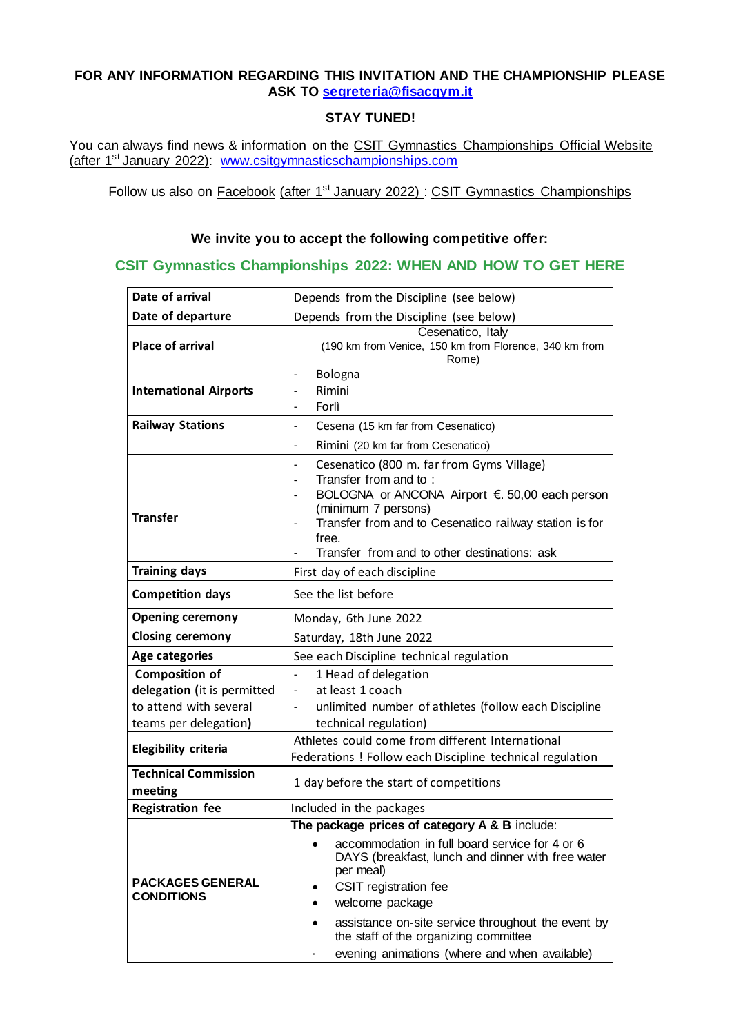**FOR ANY INFORMATION REGARDING THIS INVITATION AND THE CHAMPIONSHIP PLEASE ASK TO segreteria@fisacgym.it**

**STAY TUNED!**

You can always find news & information on the CSIT Gymnastics Championships Official Website (after 1st January 2022): www.csitgymnasticschampionships.com

Follow us also on Facebook (after 1st January 2022) : CSIT Gymnastics Championships

**We invite you to accept the following competitive offer:**

## CSIT Gymnastics Championships 2022: WHEN AND HOW TO GET HERE

| | |
|---|---|
| **Date of arrival** | Depends from the Discipline (see below) |
| **Date of departure** | Depends from the Discipline (see below) |
| **Place of arrival** | Cesenatico, Italy<br>(190 km from Venice, 150 km from Florence, 340 km from Rome) |
| **International Airports** | - Bologna<br>- Rimini<br>- Forlì |
| **Railway Stations** | - Cesena (15 km far from Cesenatico) |
| | - Rimini (20 km far from Cesenatico) |
| | - Cesenatico (800 m. far from Gyms Village) |
| **Transfer** | - Transfer from and to :<br>- BOLOGNA or ANCONA Airport €. 50,00 each person (minimum 7 persons)<br>- Transfer from and to Cesenatico railway station is for free.<br>- Transfer from and to other destinations: ask |
| **Training days** | First day of each discipline |
| **Competition days** | See the list before |
| **Opening ceremony** | Monday, 6th June 2022 |
| **Closing ceremony** | Saturday, 18th June 2022 |
| **Age categories** | See each Discipline technical regulation |
| **Composition of delegation (**it is permitted to attend with several teams per delegation**)** | - 1 Head of delegation<br>- at least 1 coach<br>- unlimited number of athletes (follow each Discipline technical regulation) |
| **Elegibility criteria** | Athletes could come from different International Federations ! Follow each Discipline technical regulation |
| **Technical Commission meeting** | 1 day before the start of competitions |
| **Registration fee** | Included in the packages |
| **PACKAGES GENERAL CONDITIONS** | **The package prices of category A & B** include:<br>• accommodation in full board service for 4 or 6 DAYS (breakfast, lunch and dinner with free water per meal)<br>• CSIT registration fee<br>• welcome package<br>• assistance on-site service throughout the event by the staff of the organizing committee<br>· evening animations (where and when available) |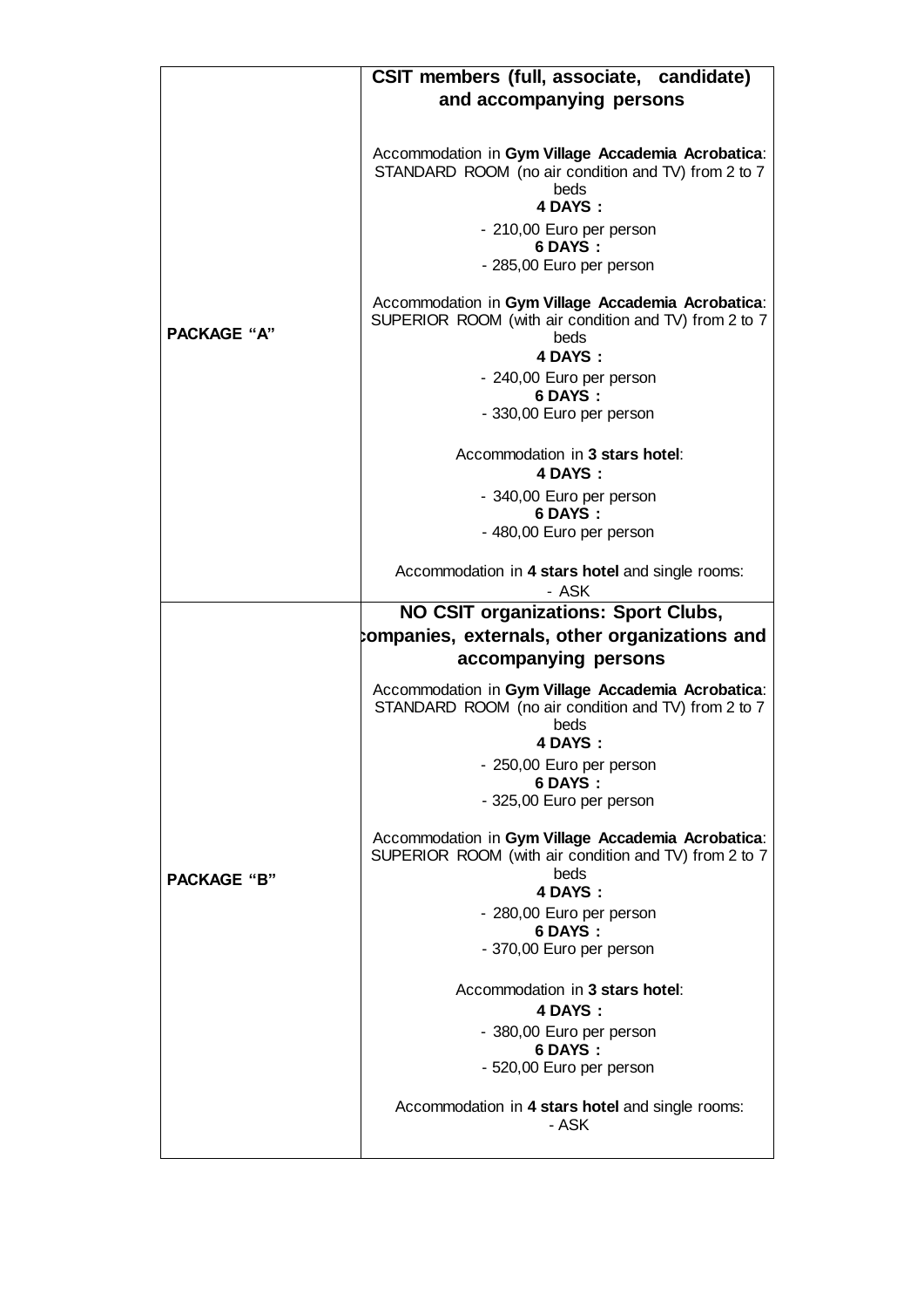| | |
|---|---|
| | **CSIT members (full, associate, candidate) and accompanying persons** |
| **PACKAGE "A"** | Accommodation in **Gym Village Accademia Acrobatica**: STANDARD ROOM (no air condition and TV) from 2 to 7 beds<br>**4 DAYS :**<br>- 210,00 Euro per person<br>**6 DAYS :**<br>- 285,00 Euro per person<br><br>Accommodation in **Gym Village Accademia Acrobatica**: SUPERIOR ROOM (with air condition and TV) from 2 to 7 beds<br>**4 DAYS :**<br>- 240,00 Euro per person<br>**6 DAYS :**<br>- 330,00 Euro per person<br><br>Accommodation in **3 stars hotel**:<br>**4 DAYS :**<br>- 340,00 Euro per person<br>**6 DAYS :**<br>- 480,00 Euro per person<br><br>Accommodation in **4 stars hotel** and single rooms:<br>- ASK |
| | **NO CSIT organizations: Sport Clubs, companies, externals, other organizations and accompanying persons** |
| **PACKAGE "B"** | Accommodation in **Gym Village Accademia Acrobatica**: STANDARD ROOM (no air condition and TV) from 2 to 7 beds<br>**4 DAYS :**<br>- 250,00 Euro per person<br>**6 DAYS :**<br>- 325,00 Euro per person<br><br>Accommodation in **Gym Village Accademia Acrobatica**: SUPERIOR ROOM (with air condition and TV) from 2 to 7 beds<br>**4 DAYS :**<br>- 280,00 Euro per person<br>**6 DAYS :**<br>- 370,00 Euro per person<br><br>Accommodation in **3 stars hotel**:<br>**4 DAYS :**<br>- 380,00 Euro per person<br>**6 DAYS :**<br>- 520,00 Euro per person<br><br>Accommodation in **4 stars hotel** and single rooms:<br>- ASK |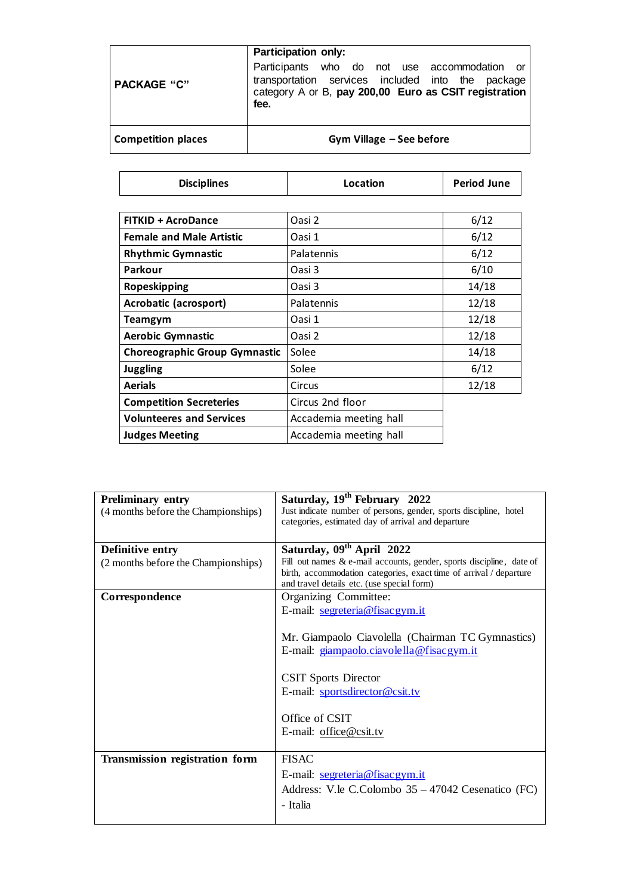| PACKAGE "C" | **Participation only:** Participants who do not use accommodation or transportation services included into the package category A or B, **pay 200,00 Euro as CSIT registration fee.** |
|---|---|
| **Competition places** | **Gym Village – See before** |

| Disciplines | Location | Period June |
|---|---|---|
| **FITKID + AcroDance** | Oasi 2 | 6/12 |
| **Female and Male Artistic** | Oasi 1 | 6/12 |
| **Rhythmic Gymnastic** | Palatennis | 6/12 |
| **Parkour** | Oasi 3 | 6/10 |
| **Ropeskipping** | Oasi 3 | 14/18 |
| **Acrobatic (acrosport)** | Palatennis | 12/18 |
| **Teamgym** | Oasi 1 | 12/18 |
| **Aerobic Gymnastic** | Oasi 2 | 12/18 |
| **Choreographic Group Gymnastic** | Solee | 14/18 |
| **Juggling** | Solee | 6/12 |
| **Aerials** | Circus | 12/18 |
| **Competition Secreteries** | Circus 2nd floor | |
| **Volunteeres and Services** | Accademia meeting hall | |
| **Judges Meeting** | Accademia meeting hall | |

| | |
|---|---|
| **Preliminary entry** (4 months before the Championships) | **Saturday, 19th February 2022** Just indicate number of persons, gender, sports discipline, hotel categories, estimated day of arrival and departure |
| **Definitive entry** (2 months before the Championships) | **Saturday, 09th April 2022** Fill out names & e-mail accounts, gender, sports discipline, date of birth, accommodation categories, exact time of arrival / departure and travel details etc. (use special form) |
| **Correspondence** | Organizing Committee: E-mail: segreteria@fisacgym.it<br><br>Mr. Giampaolo Ciavolella (Chairman TC Gymnastics) E-mail: giampaolo.ciavolella@fisacgym.it<br><br>CSIT Sports Director E-mail: sportsdirector@csit.tv<br><br>Office of CSIT E-mail: office@csit.tv |
| **Transmission registration form** | FISAC E-mail: segreteria@fisacgym.it Address: V.le C.Colombo 35 – 47042 Cesenatico (FC) - Italia |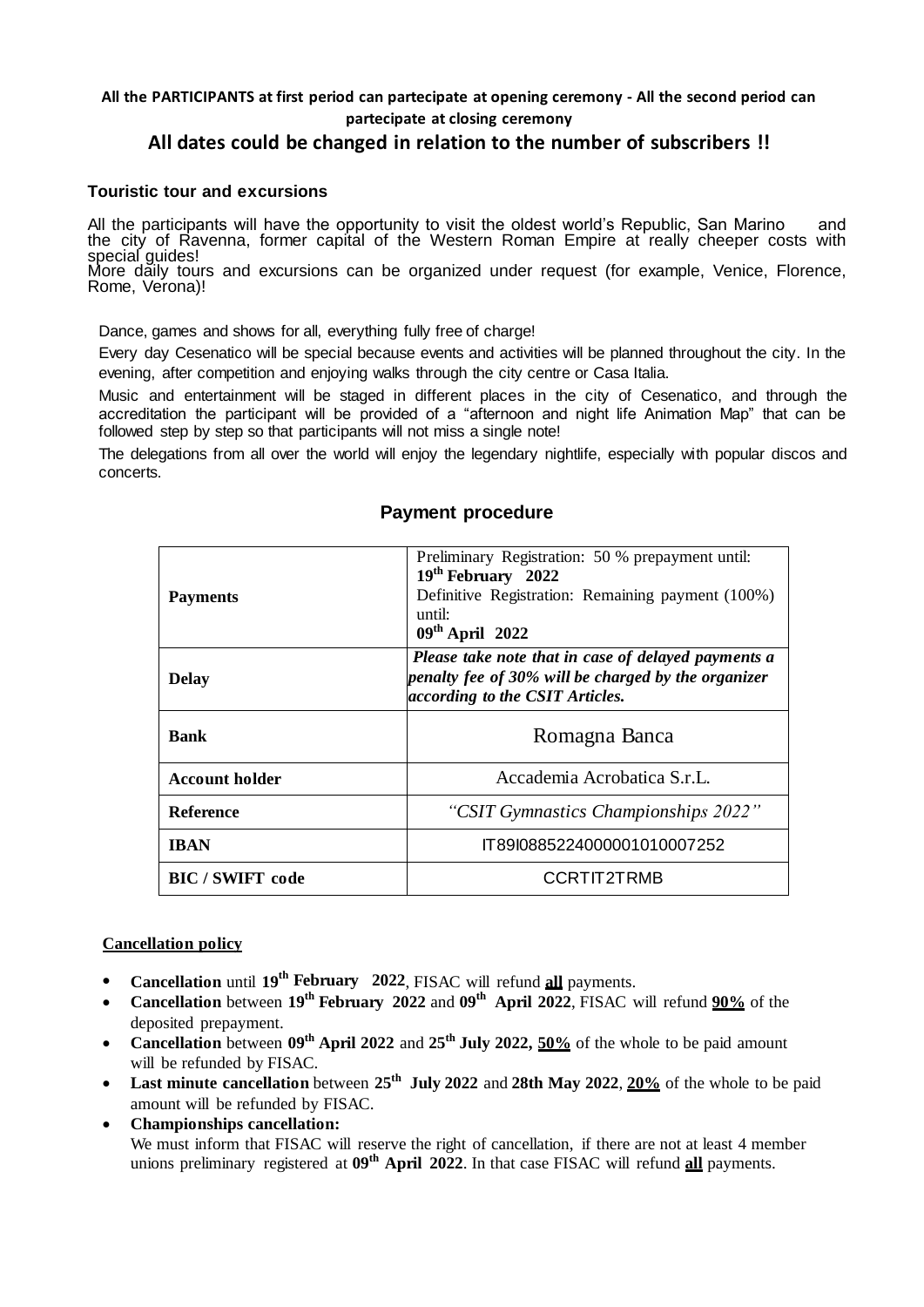**All the PARTICIPANTS at first period can partecipate at opening ceremony - All the second period can partecipate at closing ceremony**

## All dates could be changed in relation to the number of subscribers !!

### Touristic tour and excursions

All the participants will have the opportunity to visit the oldest world's Republic, San Marino and the city of Ravenna, former capital of the Western Roman Empire at really cheeper costs with special guides!
More daily tours and excursions can be organized under request (for example, Venice, Florence, Rome, Verona)!

Dance, games and shows for all, everything fully free of charge!

Every day Cesenatico will be special because events and activities will be planned throughout the city. In the evening, after competition and enjoying walks through the city centre or Casa Italia.

Music and entertainment will be staged in different places in the city of Cesenatico, and through the accreditation the participant will be provided of a "afternoon and night life Animation Map" that can be followed step by step so that participants will not miss a single note!

The delegations from all over the world will enjoy the legendary nightlife, especially with popular discos and concerts.

## Payment procedure

| | |
|---|---|
| **Payments** | Preliminary Registration: 50 % prepayment until: **19th February 2022**<br>Definitive Registration: Remaining payment (100%) until:<br>**09th April 2022** |
| **Delay** | ***Please take note that in case of delayed payments a penalty fee of 30% will be charged by the organizer according to the CSIT Articles.*** |
| **Bank** | Romagna Banca |
| **Account holder** | Accademia Acrobatica S.r.L. |
| **Reference** | *"CSIT Gymnastics Championships 2022"* |
| **IBAN** | IT89I0885224000001010007252 |
| **BIC / SWIFT code** | CCRTIT2TRMB |

**Cancellation policy**

- **Cancellation** until **19th February 2022**, FISAC will refund **all** payments.
- **Cancellation** between **19th February 2022** and **09th April 2022**, FISAC will refund **90%** of the deposited prepayment.
- **Cancellation** between **09th April 2022** and **25th July 2022, 50%** of the whole to be paid amount will be refunded by FISAC.
- **Last minute cancellation** between **25th July 2022** and **28th May 2022**, **20%** of the whole to be paid amount will be refunded by FISAC.
- **Championships cancellation:**
  We must inform that FISAC will reserve the right of cancellation, if there are not at least 4 member unions preliminary registered at **09th April 2022**. In that case FISAC will refund **all** payments.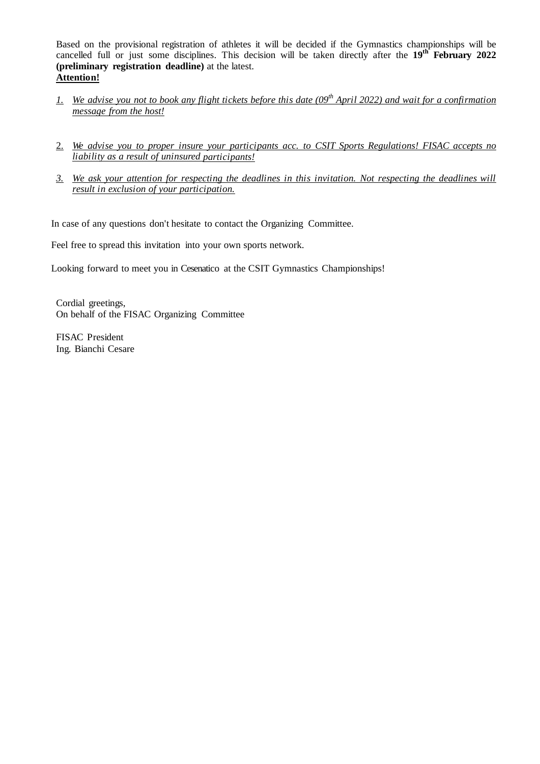Based on the provisional registration of athletes it will be decided if the Gymnastics championships will be cancelled full or just some disciplines. This decision will be taken directly after the **19th February 2022 (preliminary registration deadline)** at the latest.

**Attention!**

1. *We advise you not to book any flight tickets before this date (09th April 2022) and wait for a confirmation message from the host!*

2. *We advise you to proper insure your participants acc. to CSIT Sports Regulations! FISAC accepts no liability as a result of uninsured participants!*

3. *We ask your attention for respecting the deadlines in this invitation. Not respecting the deadlines will result in exclusion of your participation.*

In case of any questions don't hesitate to contact the Organizing Committee.

Feel free to spread this invitation into your own sports network.

Looking forward to meet you in Cesenatico at the CSIT Gymnastics Championships!

Cordial greetings,
On behalf of the FISAC Organizing Committee

FISAC President
Ing. Bianchi Cesare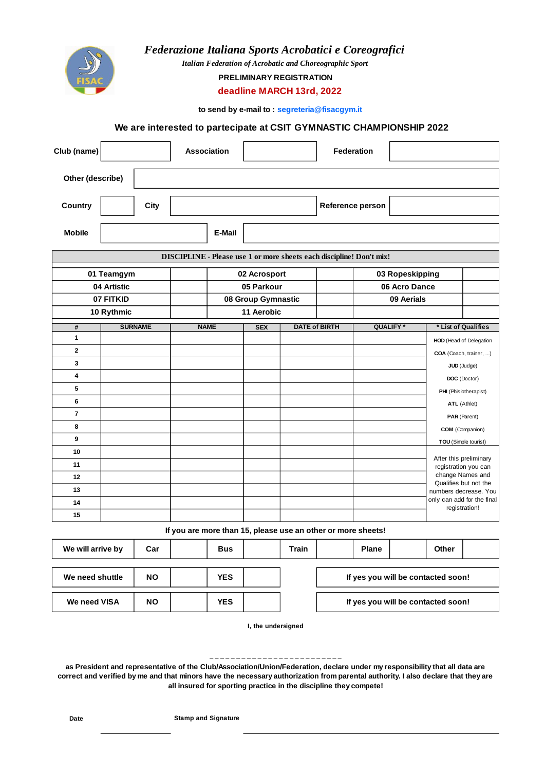# *Federazione Italiana Sports Acrobatici e Coreografici*

*Italian Federation of Acrobatic and Choreographic Sport*

**PRELIMINARY REGISTRATION**

**deadline MARCH 13rd, 2022**

**to send by e-mail to : segreteria@fisacgym.it**

**We are interested to partecipate at CSIT GYMNASTIC CHAMPIONSHIP 2022**

| | | | | | |
|---|---|---|---|---|---|
| **Club (name)** | | **Association** | | **Federation** | |
| **Other (describe)** | | | | | |
| **Country** | | **City** | | **Reference person** | |
| **Mobile** | | **E-Mail** | | | |

**DISCIPLINE - Please use 1 or more sheets each discipline! Don't mix!**

| | | | | | |
|---|---|---|---|---|---|
| **01 Teamgym** | | **02 Acrosport** | | **03 Ropeskipping** | |
| **04 Artistic** | | **05 Parkour** | | **06 Acro Dance** | |
| **07 FITKID** | | **08 Group Gymnastic** | | **09 Aerials** | |
| **10 Rythmic** | | **11 Aerobic** | | | |

| # | SURNAME | NAME | SEX | DATE of BIRTH | QUALIFY * | * List of Qualifies |
|---|---|---|---|---|---|---|
| 1 | | | | | | **HOD** (Head of Delegation |
| 2 | | | | | | **COA** (Coach, trainer, ...) |
| 3 | | | | | | **JUD** (Judge) |
| 4 | | | | | | **DOC** (Doctor) |
| 5 | | | | | | **PHI** (Phisiotherapist) |
| 6 | | | | | | **ATL** (Athlet) |
| 7 | | | | | | **PAR** (Parent) |
| 8 | | | | | | **COM** (Companion) |
| 9 | | | | | | **TOU** (Simple tourist) |
| 10 | | | | | | After this preliminary registration you can change Names and Qualifies but not the numbers decrease. You only can add for the final registration! |
| 11 | | | | | | |
| 12 | | | | | | |
| 13 | | | | | | |
| 14 | | | | | | |
| 15 | | | | | | |

**If you are more than 15, please use an other or more sheets!**

| | | | | | | | | | |
|---|---|---|---|---|---|---|---|---|---|
| **We will arrive by** | **Car** | | **Bus** | | **Train** | | **Plane** | | **Other** |

| | | | | | |
|---|---|---|---|---|---|
| **We need shuttle** | **NO** | | **YES** | | **If yes you will be contacted soon!** |
| **We need VISA** | **NO** | | **YES** | | **If yes you will be contacted soon!** |

**I, the undersigned**

_________________________

**as President and representative of the Club/Association/Union/Federation, declare under my responsibility that all data are correct and verified by me and that minors have the necessary authorization from parental authority. I also declare that they are all insured for sporting practice in the discipline they compete!**

**Date** ______________ **Stamp and Signature** ______________________________